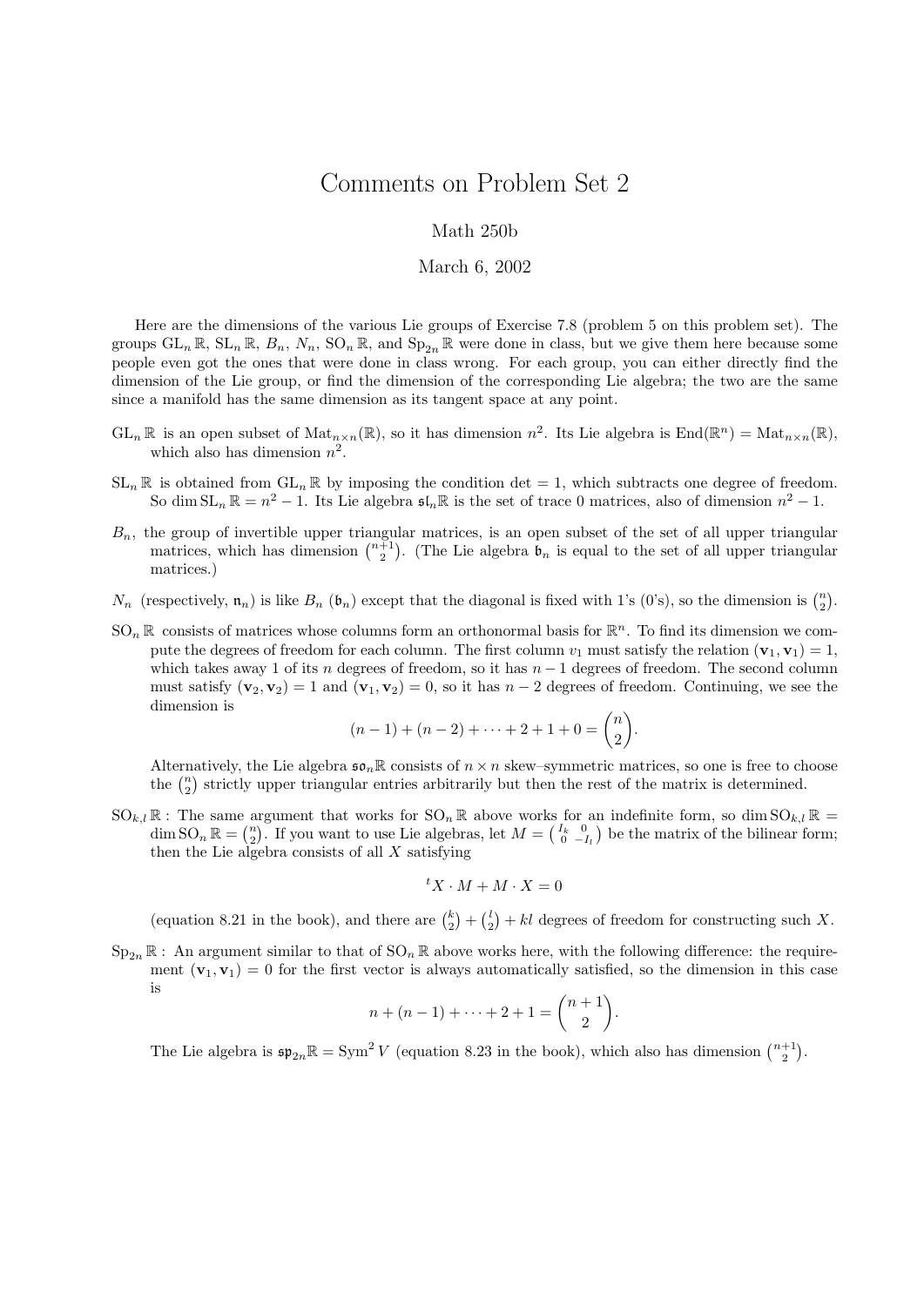# Comments on Problem Set 2

Math 250b

March 6, 2002

Here are the dimensions of the various Lie groups of Exercise 7.8 (problem 5 on this problem set). The groups $\mathrm{GL}_n \mathbb{R}$, $\mathrm{SL}_n \mathbb{R}$, $B_n$, $N_n$, $\mathrm{SO}_n \mathbb{R}$, and $\mathrm{Sp}_{2n} \mathbb{R}$ were done in class, but we give them here because some people even got the ones that were done in class wrong. For each group, you can either directly find the dimension of the Lie group, or find the dimension of the corresponding Lie algebra; the two are the same since a manifold has the same dimension as its tangent space at any point.

$\mathrm{GL}_n \mathbb{R}$ is an open subset of $\mathrm{Mat}_{n\times n}(\mathbb{R})$, so it has dimension $n^2$. Its Lie algebra is $\mathrm{End}(\mathbb{R}^n) = \mathrm{Mat}_{n\times n}(\mathbb{R})$, which also has dimension $n^2$.

$\mathrm{SL}_n \mathbb{R}$ is obtained from $\mathrm{GL}_n \mathbb{R}$ by imposing the condition $\det = 1$, which subtracts one degree of freedom. So $\dim \mathrm{SL}_n \mathbb{R} = n^2 - 1$. Its Lie algebra $\mathfrak{sl}_n\mathbb{R}$ is the set of trace 0 matrices, also of dimension $n^2 - 1$.

$B_n$, the group of invertible upper triangular matrices, is an open subset of the set of all upper triangular matrices, which has dimension $\binom{n+1}{2}$. (The Lie algebra $\mathfrak{b}_n$ is equal to the set of all upper triangular matrices.)

$N_n$ (respectively, $\mathfrak{n}_n$) is like $B_n$ ($\mathfrak{b}_n$) except that the diagonal is fixed with 1's (0's), so the dimension is $\binom{n}{2}$.

$\mathrm{SO}_n \mathbb{R}$ consists of matrices whose columns form an orthonormal basis for $\mathbb{R}^n$. To find its dimension we compute the degrees of freedom for each column. The first column $v_1$ must satisfy the relation $(\mathbf{v}_1, \mathbf{v}_1) = 1$, which takes away 1 of its $n$ degrees of freedom, so it has $n-1$ degrees of freedom. The second column must satisfy $(\mathbf{v}_2, \mathbf{v}_2) = 1$ and $(\mathbf{v}_1, \mathbf{v}_2) = 0$, so it has $n-2$ degrees of freedom. Continuing, we see the dimension is

$$(n-1) + (n-2) + \cdots + 2 + 1 + 0 = \binom{n}{2}.$$

Alternatively, the Lie algebra $\mathfrak{so}_n\mathbb{R}$ consists of $n \times n$ skew–symmetric matrices, so one is free to choose the $\binom{n}{2}$ strictly upper triangular entries arbitrarily but then the rest of the matrix is determined.

$\mathrm{SO}_{k,l} \mathbb{R}$ : The same argument that works for $\mathrm{SO}_n \mathbb{R}$ above works for an indefinite form, so $\dim \mathrm{SO}_{k,l} \mathbb{R} = \dim \mathrm{SO}_n \mathbb{R} = \binom{n}{2}$. If you want to use Lie algebras, let $M = \left(\begin{smallmatrix} I_k & 0 \\ 0 & -I_l \end{smallmatrix}\right)$ be the matrix of the bilinear form; then the Lie algebra consists of all $X$ satisfying

$${}^tX \cdot M + M \cdot X = 0$$

(equation 8.21 in the book), and there are $\binom{k}{2} + \binom{l}{2} + kl$ degrees of freedom for constructing such $X$.

$\mathrm{Sp}_{2n} \mathbb{R}$ : An argument similar to that of $\mathrm{SO}_n \mathbb{R}$ above works here, with the following difference: the requirement $(\mathbf{v}_1, \mathbf{v}_1) = 0$ for the first vector is always automatically satisfied, so the dimension in this case is

$$n + (n-1) + \cdots + 2 + 1 = \binom{n+1}{2}.$$

The Lie algebra is $\mathfrak{sp}_{2n}\mathbb{R} = \mathrm{Sym}^2 V$ (equation 8.23 in the book), which also has dimension $\binom{n+1}{2}$.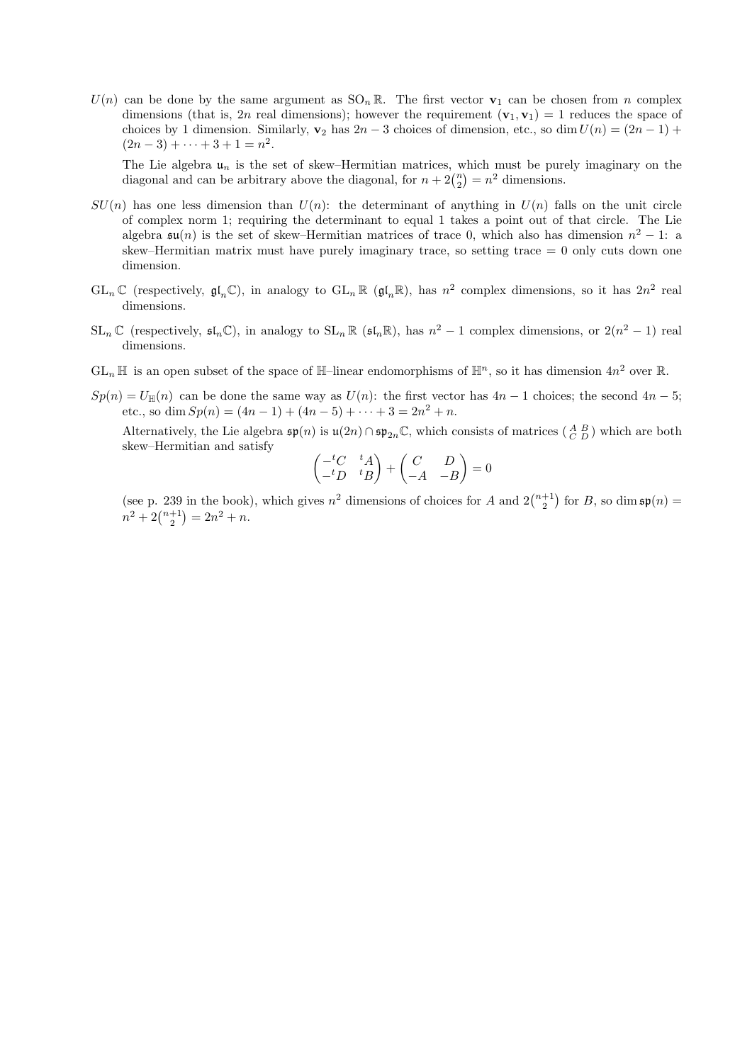$U(n)$ can be done by the same argument as $\mathrm{SO}_n\,\mathbb{R}$. The first vector $\mathbf{v}_1$ can be chosen from $n$ complex dimensions (that is, $2n$ real dimensions); however the requirement $(\mathbf{v}_1, \mathbf{v}_1) = 1$ reduces the space of choices by 1 dimension. Similarly, $\mathbf{v}_2$ has $2n-3$ choices of dimension, etc., so $\dim U(n) = (2n-1) + (2n-3) + \cdots + 3 + 1 = n^2$.

The Lie algebra $\mathfrak{u}_n$ is the set of skew–Hermitian matrices, which must be purely imaginary on the diagonal and can be arbitrary above the diagonal, for $n + 2\binom{n}{2} = n^2$ dimensions.

$SU(n)$ has one less dimension than $U(n)$: the determinant of anything in $U(n)$ falls on the unit circle of complex norm 1; requiring the determinant to equal 1 takes a point out of that circle. The Lie algebra $\mathfrak{su}(n)$ is the set of skew–Hermitian matrices of trace 0, which also has dimension $n^2 - 1$: a skew–Hermitian matrix must have purely imaginary trace, so setting trace $= 0$ only cuts down one dimension.

$\mathrm{GL}_n\,\mathbb{C}$ (respectively, $\mathfrak{gl}_n\mathbb{C}$), in analogy to $\mathrm{GL}_n\,\mathbb{R}$ ($\mathfrak{gl}_n\mathbb{R}$), has $n^2$ complex dimensions, so it has $2n^2$ real dimensions.

$\mathrm{SL}_n\,\mathbb{C}$ (respectively, $\mathfrak{sl}_n\mathbb{C}$), in analogy to $\mathrm{SL}_n\,\mathbb{R}$ ($\mathfrak{sl}_n\mathbb{R}$), has $n^2 - 1$ complex dimensions, or $2(n^2-1)$ real dimensions.

$\mathrm{GL}_n\,\mathbb{H}$ is an open subset of the space of $\mathbb{H}$–linear endomorphisms of $\mathbb{H}^n$, so it has dimension $4n^2$ over $\mathbb{R}$.

$Sp(n) = U_{\mathbb{H}}(n)$ can be done the same way as $U(n)$: the first vector has $4n-1$ choices; the second $4n-5$; etc., so $\dim Sp(n) = (4n-1) + (4n-5) + \cdots + 3 = 2n^2 + n$.

Alternatively, the Lie algebra $\mathfrak{sp}(n)$ is $\mathfrak{u}(2n) \cap \mathfrak{sp}_{2n}\mathbb{C}$, which consists of matrices $\left(\begin{smallmatrix} A & B \\ C & D \end{smallmatrix}\right)$ which are both skew–Hermitian and satisfy

$$\begin{pmatrix} -{}^tC & {}^tA \\ -{}^tD & {}^tB \end{pmatrix} + \begin{pmatrix} C & D \\ -A & -B \end{pmatrix} = 0$$

(see p. 239 in the book), which gives $n^2$ dimensions of choices for $A$ and $2\binom{n+1}{2}$ for $B$, so $\dim \mathfrak{sp}(n) = n^2 + 2\binom{n+1}{2} = 2n^2 + n$.